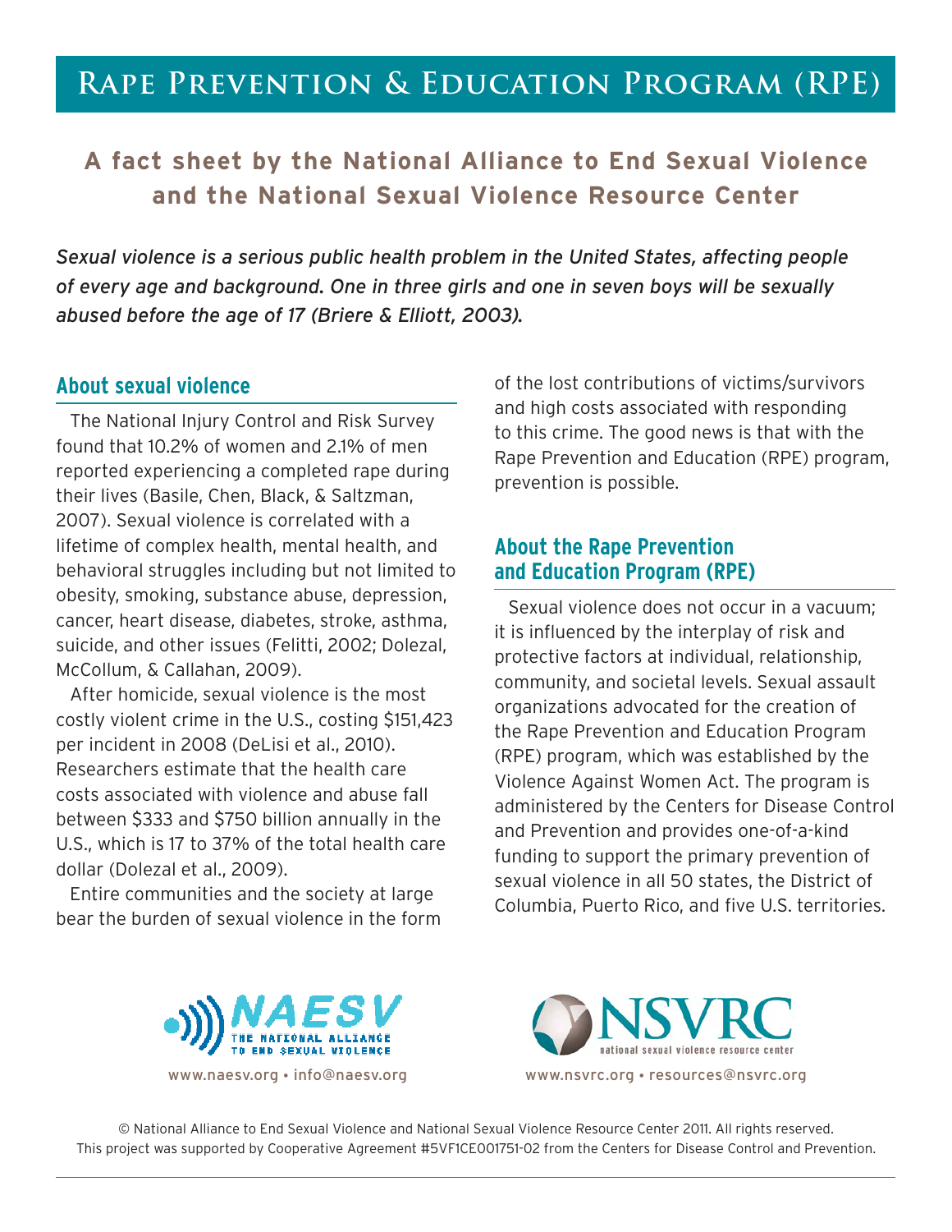# Rape Prevention & Education Program (RPE)

## A fact sheet by the National Alliance to End Sexual Violence and the National Sexual Violence Resource Center

*Sexual violence is a serious public health problem in the United States, affecting people of every age and background. One in three girls and one in seven boys will be sexually abused before the age of 17 (Briere & Elliott, 2003).*

### About sexual violence

The National Injury Control and Risk Survey found that 10.2% of women and 2.1% of men reported experiencing a completed rape during their lives (Basile, Chen, Black, & Saltzman, 2007). Sexual violence is correlated with a lifetime of complex health, mental health, and behavioral struggles including but not limited to obesity, smoking, substance abuse, depression, cancer, heart disease, diabetes, stroke, asthma, suicide, and other issues (Felitti, 2002; Dolezal, McCollum, & Callahan, 2009).

After homicide, sexual violence is the most costly violent crime in the U.S., costing $151,423 per incident in 2008 (DeLisi et al., 2010). Researchers estimate that the health care costs associated with violence and abuse fall between $333 and $750 billion annually in the U.S., which is 17 to 37% of the total health care dollar (Dolezal et al., 2009).

Entire communities and the society at large bear the burden of sexual violence in the form of the lost contributions of victims/survivors and high costs associated with responding to this crime. The good news is that with the Rape Prevention and Education (RPE) program, prevention is possible.

### About the Rape Prevention and Education Program (RPE)

Sexual violence does not occur in a vacuum; it is influenced by the interplay of risk and protective factors at individual, relationship, community, and societal levels. Sexual assault organizations advocated for the creation of the Rape Prevention and Education Program (RPE) program, which was established by the Violence Against Women Act. The program is administered by the Centers for Disease Control and Prevention and provides one-of-a-kind funding to support the primary prevention of sexual violence in all 50 states, the District of Columbia, Puerto Rico, and five U.S. territories.

NAESV – The National Alliance to End Sexual Violence
www.naesv.org • info@naesv.org

NSVRC – national sexual violence resource center
www.nsvrc.org • resources@nsvrc.org

© National Alliance to End Sexual Violence and National Sexual Violence Resource Center 2011. All rights reserved.
This project was supported by Cooperative Agreement #5VF1CE001751-02 from the Centers for Disease Control and Prevention.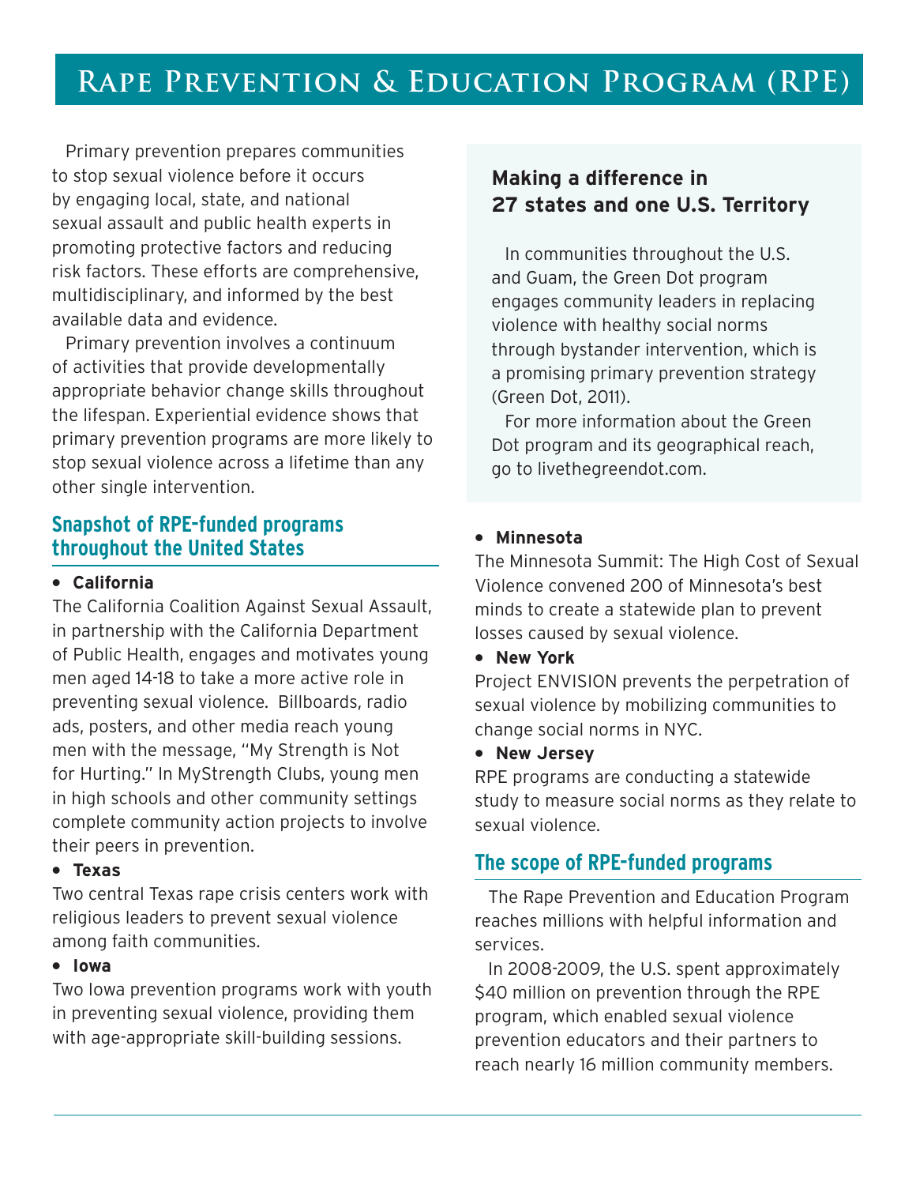# Rape Prevention & Education Program (RPE)

Primary prevention prepares communities to stop sexual violence before it occurs by engaging local, state, and national sexual assault and public health experts in promoting protective factors and reducing risk factors. These efforts are comprehensive, multidisciplinary, and informed by the best available data and evidence.

Primary prevention involves a continuum of activities that provide developmentally appropriate behavior change skills throughout the lifespan. Experiential evidence shows that primary prevention programs are more likely to stop sexual violence across a lifetime than any other single intervention.

## Snapshot of RPE-funded programs throughout the United States

- **California**

The California Coalition Against Sexual Assault, in partnership with the California Department of Public Health, engages and motivates young men aged 14-18 to take a more active role in preventing sexual violence. Billboards, radio ads, posters, and other media reach young men with the message, "My Strength is Not for Hurting." In MyStrength Clubs, young men in high schools and other community settings complete community action projects to involve their peers in prevention.

- **Texas**

Two central Texas rape crisis centers work with religious leaders to prevent sexual violence among faith communities.

- **Iowa**

Two Iowa prevention programs work with youth in preventing sexual violence, providing them with age-appropriate skill-building sessions.

### Making a difference in 27 states and one U.S. Territory

In communities throughout the U.S. and Guam, the Green Dot program engages community leaders in replacing violence with healthy social norms through bystander intervention, which is a promising primary prevention strategy (Green Dot, 2011).

For more information about the Green Dot program and its geographical reach, go to livethegreendot.com.

- **Minnesota**

The Minnesota Summit: The High Cost of Sexual Violence convened 200 of Minnesota's best minds to create a statewide plan to prevent losses caused by sexual violence.

- **New York**

Project ENVISION prevents the perpetration of sexual violence by mobilizing communities to change social norms in NYC.

- **New Jersey**

RPE programs are conducting a statewide study to measure social norms as they relate to sexual violence.

## The scope of RPE-funded programs

The Rape Prevention and Education Program reaches millions with helpful information and services.

In 2008-2009, the U.S. spent approximately $40 million on prevention through the RPE program, which enabled sexual violence prevention educators and their partners to reach nearly 16 million community members.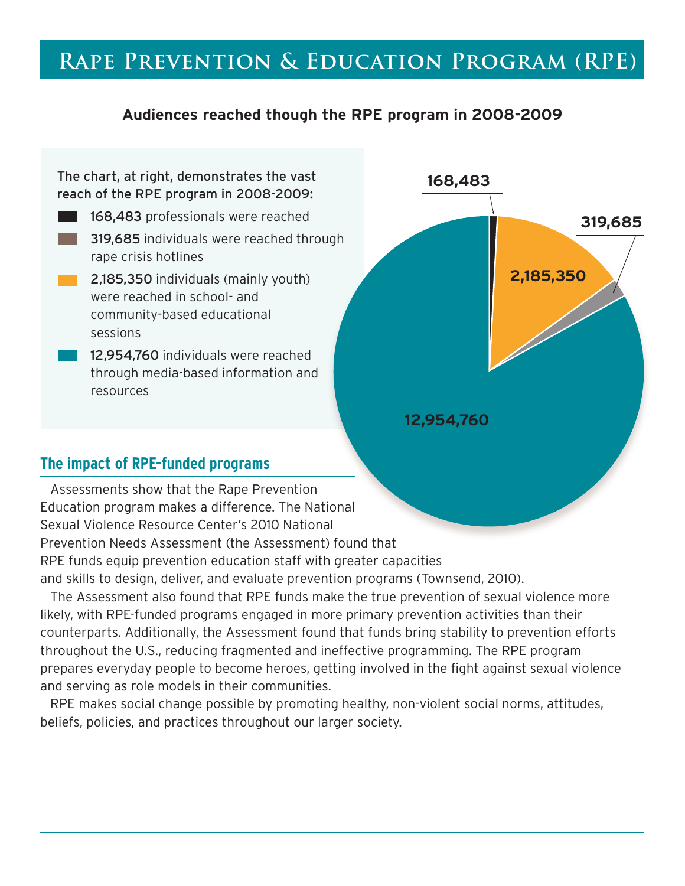# Rape Prevention & Education Program (RPE)

**Audiences reached though the RPE program in 2008-2009**

The chart, at right, demonstrates the vast reach of the RPE program in 2008-2009:

- **168,483** professionals were reached
- **319,685** individuals were reached through rape crisis hotlines
- **2,185,350** individuals (mainly youth) were reached in school- and community-based educational sessions
- **12,954,760** individuals were reached through media-based information and resources

## The impact of RPE-funded programs

Assessments show that the Rape Prevention Education program makes a difference. The National Sexual Violence Resource Center's 2010 National Prevention Needs Assessment (the Assessment) found that RPE funds equip prevention education staff with greater capacities and skills to design, deliver, and evaluate prevention programs (Townsend, 2010).

The Assessment also found that RPE funds make the true prevention of sexual violence more likely, with RPE-funded programs engaged in more primary prevention activities than their counterparts. Additionally, the Assessment found that funds bring stability to prevention efforts throughout the U.S., reducing fragmented and ineffective programming. The RPE program prepares everyday people to become heroes, getting involved in the fight against sexual violence and serving as role models in their communities.

RPE makes social change possible by promoting healthy, non-violent social norms, attitudes, beliefs, policies, and practices throughout our larger society.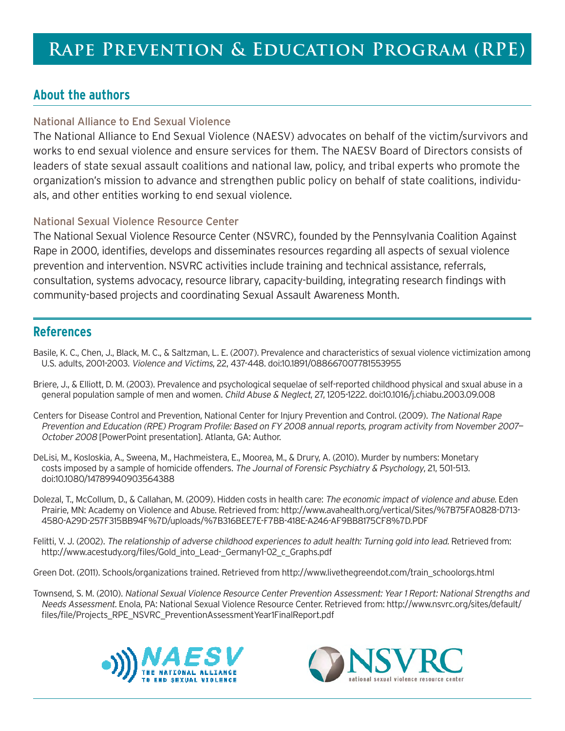# Rape Prevention & Education Program (RPE)

## About the authors

### National Alliance to End Sexual Violence

The National Alliance to End Sexual Violence (NAESV) advocates on behalf of the victim/survivors and works to end sexual violence and ensure services for them. The NAESV Board of Directors consists of leaders of state sexual assault coalitions and national law, policy, and tribal experts who promote the organization's mission to advance and strengthen public policy on behalf of state coalitions, individuals, and other entities working to end sexual violence.

### National Sexual Violence Resource Center

The National Sexual Violence Resource Center (NSVRC), founded by the Pennsylvania Coalition Against Rape in 2000, identifies, develops and disseminates resources regarding all aspects of sexual violence prevention and intervention. NSVRC activities include training and technical assistance, referrals, consultation, systems advocacy, resource library, capacity-building, integrating research findings with community-based projects and coordinating Sexual Assault Awareness Month.

## References

Basile, K. C., Chen, J., Black, M. C., & Saltzman, L. E. (2007). Prevalence and characteristics of sexual violence victimization among U.S. adults, 2001-2003. *Violence and Victims*, 22, 437-448. doi:10.1891/088667007781553955

Briere, J., & Elliott, D. M. (2003). Prevalence and psychological sequelae of self-reported childhood physical and sxual abuse in a general population sample of men and women. *Child Abuse & Neglect*, 27, 1205-1222. doi:10.1016/j.chiabu.2003.09.008

Centers for Disease Control and Prevention, National Center for Injury Prevention and Control. (2009). *The National Rape Prevention and Education (RPE) Program Profile: Based on FY 2008 annual reports, program activity from November 2007—October 2008* [PowerPoint presentation]. Atlanta, GA: Author.

DeLisi, M., Kosloskia, A., Sweena, M., Hachmeistera, E., Moorea, M., & Drury, A. (2010). Murder by numbers: Monetary costs imposed by a sample of homicide offenders. *The Journal of Forensic Psychiatry & Psychology*, 21, 501-513. doi:10.1080/14789940903564388

Dolezal, T., McCollum, D., & Callahan, M. (2009). Hidden costs in health care: *The economic impact of violence and abuse.* Eden Prairie, MN: Academy on Violence and Abuse. Retrieved from: http://www.avahealth.org/vertical/Sites/%7B75FA0828-D713-4580-A29D-257F315BB94F%7D/uploads/%7B316BEE7E-F7BB-418E-A246-AF9BB8175CF8%7D.PDF

Felitti, V. J. (2002). *The relationship of adverse childhood experiences to adult health: Turning gold into lead.* Retrieved from: http://www.acestudy.org/files/Gold_into_Lead-_Germany1-02_c_Graphs.pdf

Green Dot. (2011). Schools/organizations trained. Retrieved from http://www.livethegreendot.com/train_schoolorgs.html

Townsend, S. M. (2010). *National Sexual Violence Resource Center Prevention Assessment: Year 1 Report: National Strengths and Needs Assessment.* Enola, PA: National Sexual Violence Resource Center. Retrieved from: http://www.nsvrc.org/sites/default/files/file/Projects_RPE_NSVRC_PreventionAssessmentYear1FinalReport.pdf

NAESV
THE NATIONAL ALLIANCE TO END SEXUAL VIOLENCE

NSVRC
national sexual violence resource center